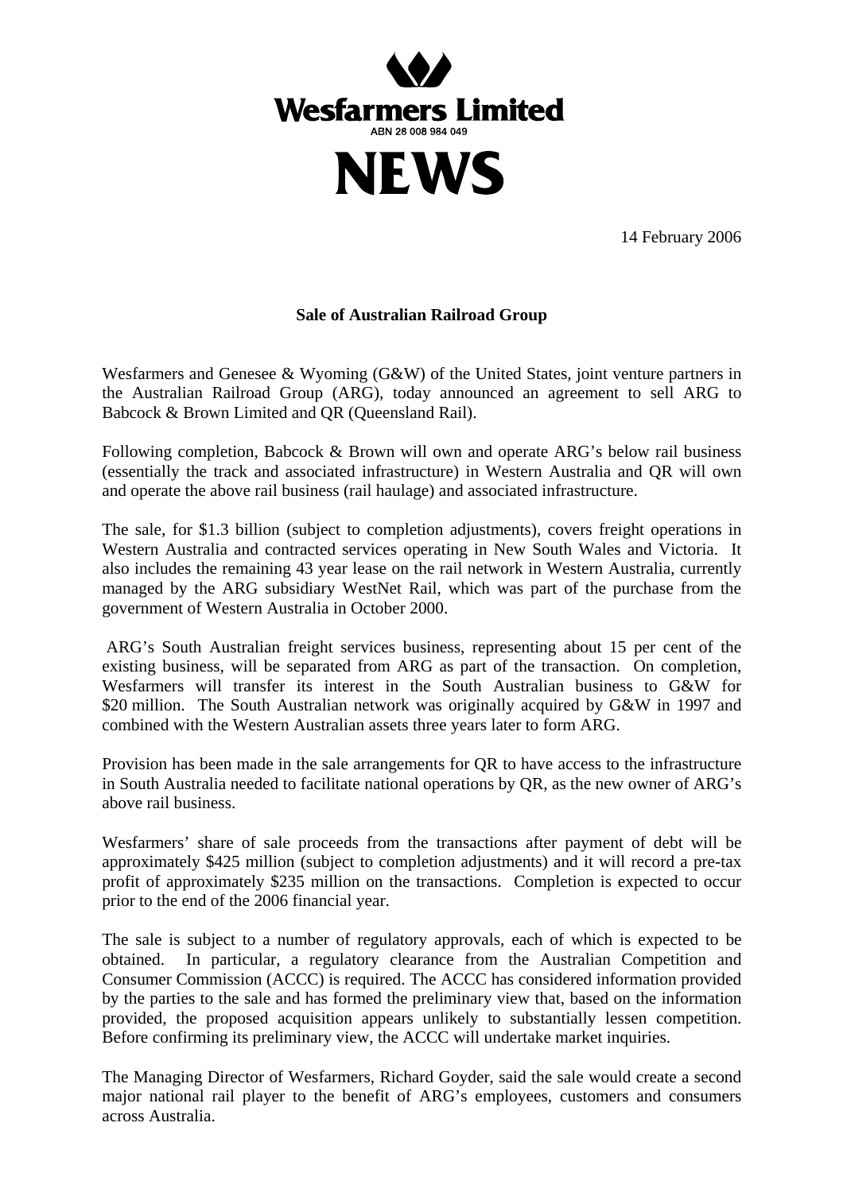**Wesfarmers Limited**

ABN 28 008 984 049

# NEWS

14 February 2006

## Sale of Australian Railroad Group

Wesfarmers and Genesee & Wyoming (G&W) of the United States, joint venture partners in the Australian Railroad Group (ARG), today announced an agreement to sell ARG to Babcock & Brown Limited and QR (Queensland Rail).

Following completion, Babcock & Brown will own and operate ARG's below rail business (essentially the track and associated infrastructure) in Western Australia and QR will own and operate the above rail business (rail haulage) and associated infrastructure.

The sale, for $1.3 billion (subject to completion adjustments), covers freight operations in Western Australia and contracted services operating in New South Wales and Victoria. It also includes the remaining 43 year lease on the rail network in Western Australia, currently managed by the ARG subsidiary WestNet Rail, which was part of the purchase from the government of Western Australia in October 2000.

ARG's South Australian freight services business, representing about 15 per cent of the existing business, will be separated from ARG as part of the transaction. On completion, Wesfarmers will transfer its interest in the South Australian business to G&W for $20 million. The South Australian network was originally acquired by G&W in 1997 and combined with the Western Australian assets three years later to form ARG.

Provision has been made in the sale arrangements for QR to have access to the infrastructure in South Australia needed to facilitate national operations by QR, as the new owner of ARG's above rail business.

Wesfarmers' share of sale proceeds from the transactions after payment of debt will be approximately $425 million (subject to completion adjustments) and it will record a pre-tax profit of approximately $235 million on the transactions. Completion is expected to occur prior to the end of the 2006 financial year.

The sale is subject to a number of regulatory approvals, each of which is expected to be obtained. In particular, a regulatory clearance from the Australian Competition and Consumer Commission (ACCC) is required. The ACCC has considered information provided by the parties to the sale and has formed the preliminary view that, based on the information provided, the proposed acquisition appears unlikely to substantially lessen competition. Before confirming its preliminary view, the ACCC will undertake market inquiries.

The Managing Director of Wesfarmers, Richard Goyder, said the sale would create a second major national rail player to the benefit of ARG's employees, customers and consumers across Australia.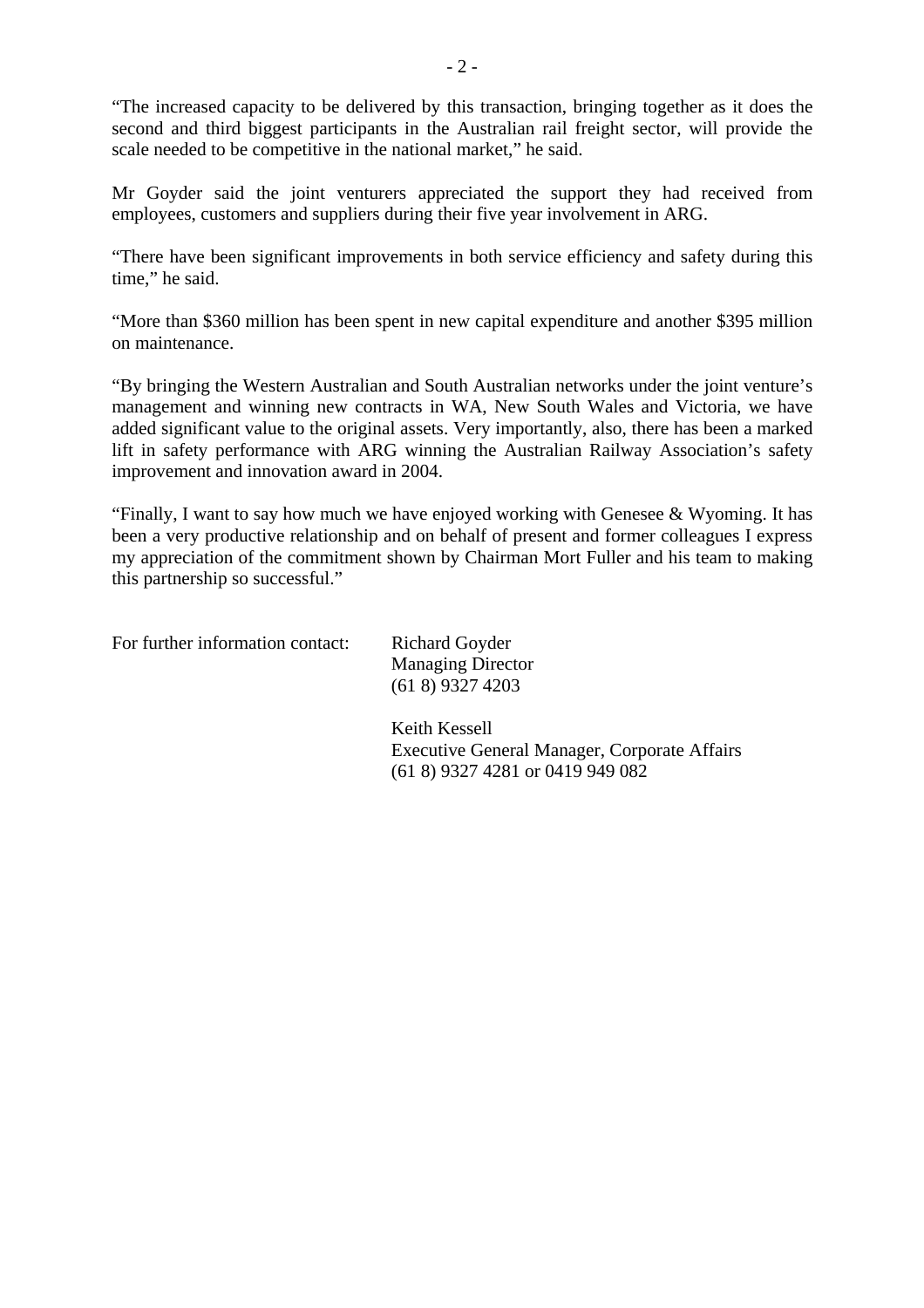"The increased capacity to be delivered by this transaction, bringing together as it does the second and third biggest participants in the Australian rail freight sector, will provide the scale needed to be competitive in the national market," he said.

Mr Goyder said the joint venturers appreciated the support they had received from employees, customers and suppliers during their five year involvement in ARG.

"There have been significant improvements in both service efficiency and safety during this time," he said.

"More than $360 million has been spent in new capital expenditure and another $395 million on maintenance.

"By bringing the Western Australian and South Australian networks under the joint venture's management and winning new contracts in WA, New South Wales and Victoria, we have added significant value to the original assets. Very importantly, also, there has been a marked lift in safety performance with ARG winning the Australian Railway Association's safety improvement and innovation award in 2004.

"Finally, I want to say how much we have enjoyed working with Genesee & Wyoming. It has been a very productive relationship and on behalf of present and former colleagues I express my appreciation of the commitment shown by Chairman Mort Fuller and his team to making this partnership so successful."

For further information contact:

Richard Goyder
Managing Director
(61 8) 9327 4203

Keith Kessell
Executive General Manager, Corporate Affairs
(61 8) 9327 4281 or 0419 949 082